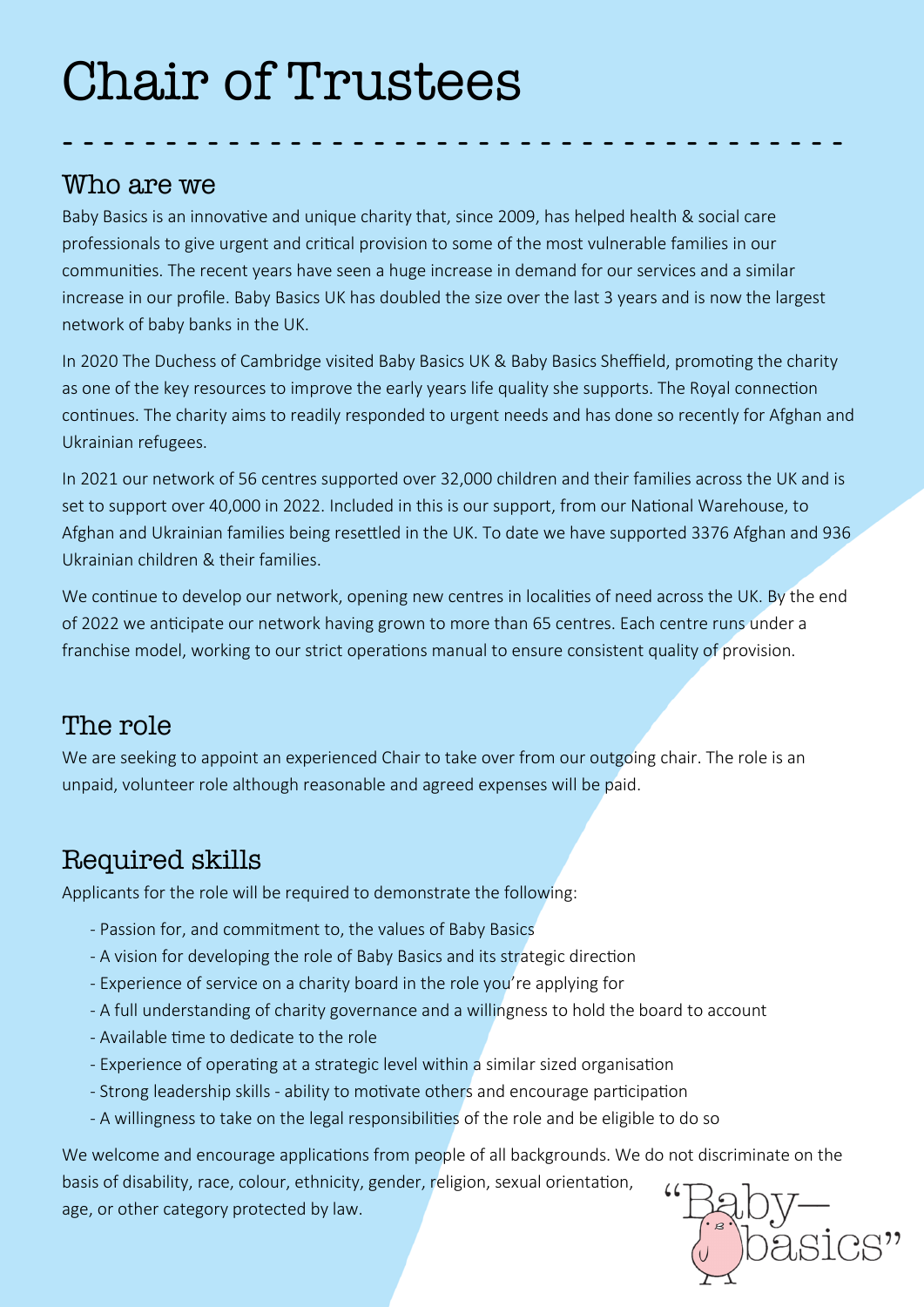# Chair of Trustees

## Who are we

Baby Basics is an innovative and unique charity that, since 2009, has helped health & social care professionals to give urgent and critical provision to some of the most vulnerable families in our communities. The recent years have seen a huge increase in demand for our services and a similar increase in our profile. Baby Basics UK has doubled the size over the last 3 years and is now the largest network of baby banks in the UK.

In 2020 The Duchess of Cambridge visited Baby Basics UK & Baby Basics Sheffield, promoting the charity as one of the key resources to improve the early years life quality she supports. The Royal connection continues. The charity aims to readily responded to urgent needs and has done so recently for Afghan and Ukrainian refugees.

In 2021 our network of 56 centres supported over 32,000 children and their families across the UK and is set to support over 40,000 in 2022. Included in this is our support, from our National Warehouse, to Afghan and Ukrainian families being resettled in the UK. To date we have supported 3376 Afghan and 936 Ukrainian children & their families.

We continue to develop our network, opening new centres in localities of need across the UK. By the end of 2022 we anticipate our network having grown to more than 65 centres. Each centre runs under a franchise model, working to our strict operations manual to ensure consistent quality of provision.

## The role

We are seeking to appoint an experienced Chair to take over from our outgoing chair. The role is an unpaid, volunteer role although reasonable and agreed expenses will be paid.

## Required skills

Applicants for the role will be required to demonstrate the following:

- Passion for, and commitment to, the values of Baby Basics
- A vision for developing the role of Baby Basics and its strategic direction
- Experience of service on a charity board in the role you're applying for
- A full understanding of charity governance and a willingness to hold the board to account
- Available time to dedicate to the role
- Experience of operating at a strategic level within a similar sized organisation
- Strong leadership skills - ability to motivate others and encourage participation
- A willingness to take on the legal responsibilities of the role and be eligible to do so

We welcome and encourage applications from people of all backgrounds. We do not discriminate on the basis of disability, race, colour, ethnicity, gender, religion, sexual orientation, age, or other category protected by law.

"Baby—basics"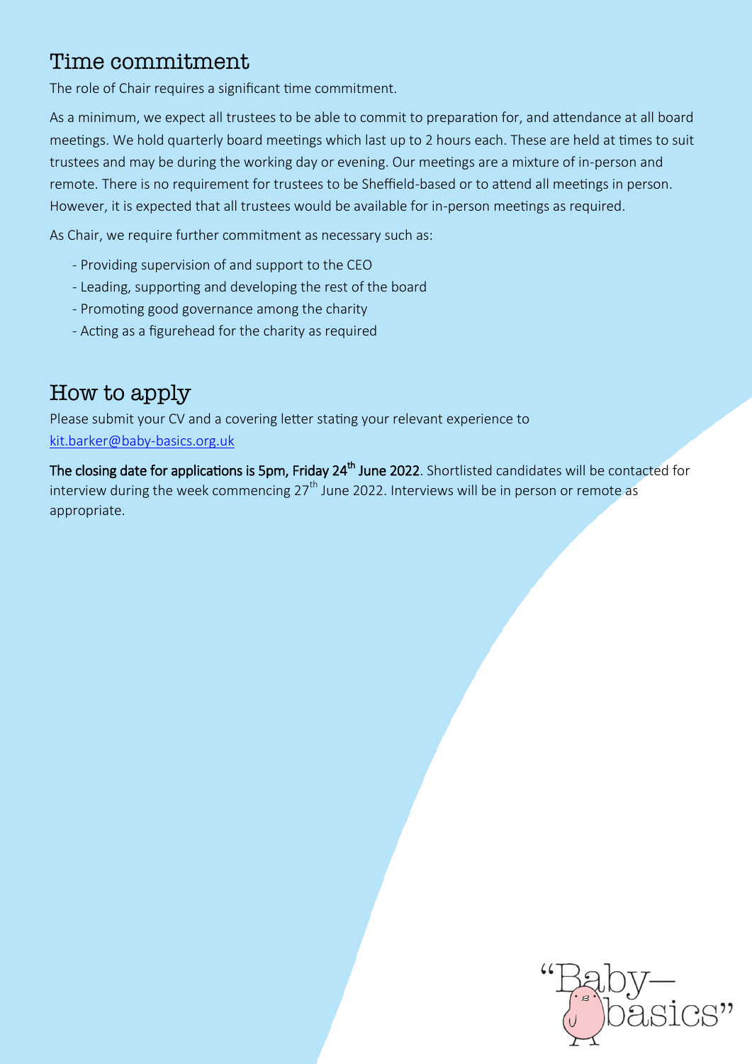## Time commitment

The role of Chair requires a significant time commitment.

As a minimum, we expect all trustees to be able to commit to preparation for, and attendance at all board meetings. We hold quarterly board meetings which last up to 2 hours each. These are held at times to suit trustees and may be during the working day or evening. Our meetings are a mixture of in-person and remote. There is no requirement for trustees to be Sheffield-based or to attend all meetings in person. However, it is expected that all trustees would be available for in-person meetings as required.

As Chair, we require further commitment as necessary such as:

- Providing supervision of and support to the CEO
- Leading, supporting and developing the rest of the board
- Promoting good governance among the charity
- Acting as a figurehead for the charity as required

## How to apply

Please submit your CV and a covering letter stating your relevant experience to kit.barker@baby-basics.org.uk

**The closing date for applications is 5pm, Friday 24th June 2022**. Shortlisted candidates will be contacted for interview during the week commencing 27th June 2022. Interviews will be in person or remote as appropriate.